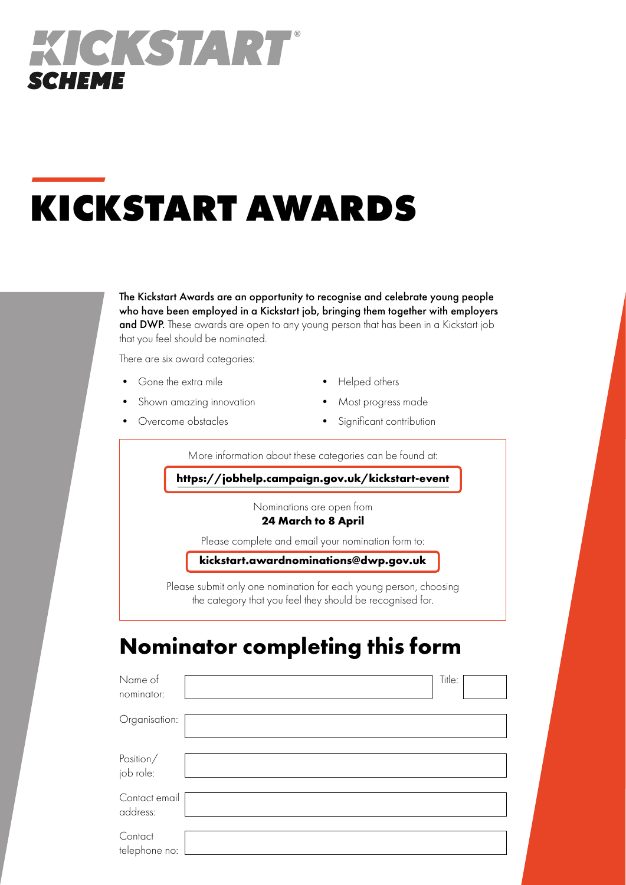KICKSTART®
SCHEME

# KICKSTART AWARDS

**The Kickstart Awards are an opportunity to recognise and celebrate young people who have been employed in a Kickstart job, bringing them together with employers and DWP.** These awards are open to any young person that has been in a Kickstart job that you feel should be nominated.

There are six award categories:

- Gone the extra mile
- Shown amazing innovation
- Overcome obstacles
- Helped others
- Most progress made
- Significant contribution

More information about these categories can be found at:

**https://jobhelp.campaign.gov.uk/kickstart-event**

Nominations are open from
**24 March to 8 April**

Please complete and email your nomination form to:

**kickstart.awardnominations@dwp.gov.uk**

Please submit only one nomination for each young person, choosing the category that you feel they should be recognised for.

## Nominator completing this form

| | | | |
|---|---|---|---|
| Name of nominator: | | Title: | |
| Organisation: | | | |
| Position/ job role: | | | |
| Contact email address: | | | |
| Contact telephone no: | | | |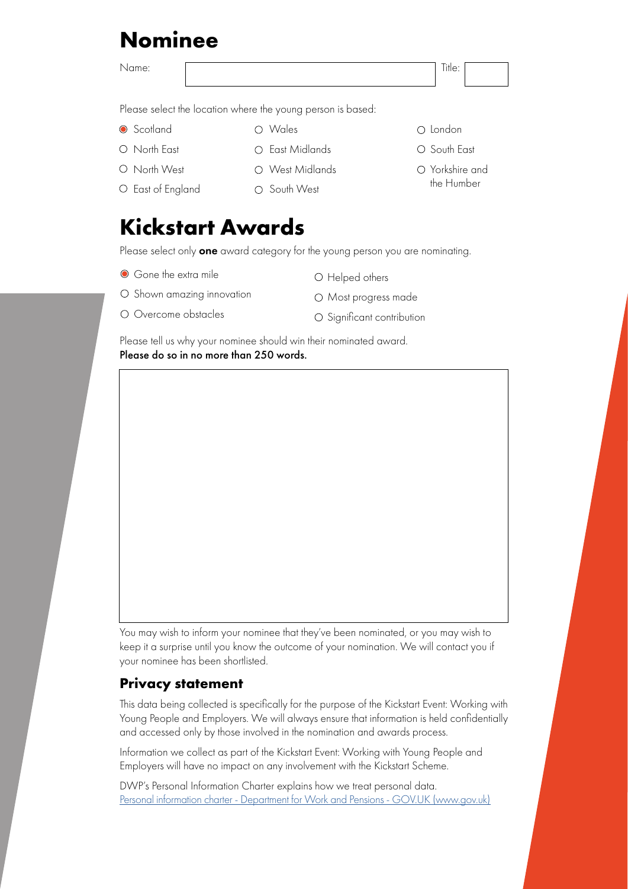# Nominee

Name: | Title:

Please select the location where the young person is based:

- ◉ Scotland
- ○ Wales
- ○ London
- ○ North East
- ○ East Midlands
- ○ South East
- ○ North West
- ○ West Midlands
- ○ Yorkshire and the Humber
- ○ East of England
- ○ South West

# Kickstart Awards

Please select only **one** award category for the young person you are nominating.

- ◉ Gone the extra mile
- ○ Helped others
- ○ Shown amazing innovation
- ○ Most progress made
- ○ Overcome obstacles
- ○ Significant contribution

Please tell us why your nominee should win their nominated award.
Please do so in no more than 250 words.

You may wish to inform your nominee that they've been nominated, or you may wish to keep it a surprise until you know the outcome of your nomination. We will contact you if your nominee has been shortlisted.

## Privacy statement

This data being collected is specifically for the purpose of the Kickstart Event: Working with Young People and Employers. We will always ensure that information is held confidentially and accessed only by those involved in the nomination and awards process.

Information we collect as part of the Kickstart Event: Working with Young People and Employers will have no impact on any involvement with the Kickstart Scheme.

DWP's Personal Information Charter explains how we treat personal data.
Personal information charter - Department for Work and Pensions - GOV.UK (www.gov.uk)